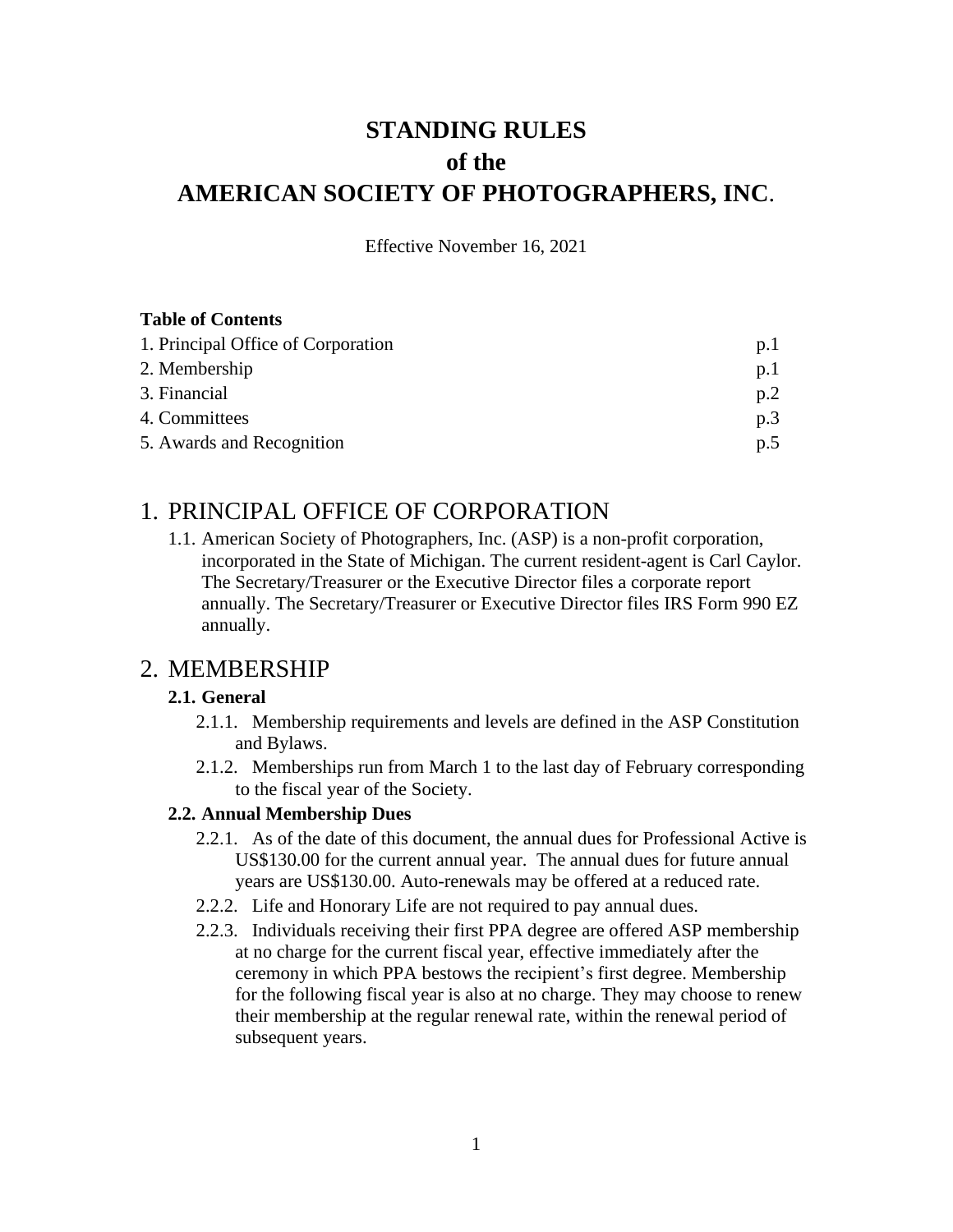# STANDING RULES
# of the
# AMERICAN SOCIETY OF PHOTOGRAPHERS, INC.

Effective November 16, 2021

**Table of Contents**

| | |
|---|---|
| 1. Principal Office of Corporation | p.1 |
| 2. Membership | p.1 |
| 3. Financial | p.2 |
| 4. Committees | p.3 |
| 5. Awards and Recognition | p.5 |

## 1. PRINCIPAL OFFICE OF CORPORATION

1.1. American Society of Photographers, Inc. (ASP) is a non-profit corporation, incorporated in the State of Michigan. The current resident-agent is Carl Caylor. The Secretary/Treasurer or the Executive Director files a corporate report annually. The Secretary/Treasurer or Executive Director files IRS Form 990 EZ annually.

## 2. MEMBERSHIP

### 2.1. General

2.1.1. Membership requirements and levels are defined in the ASP Constitution and Bylaws.

2.1.2. Memberships run from March 1 to the last day of February corresponding to the fiscal year of the Society.

### 2.2. Annual Membership Dues

2.2.1. As of the date of this document, the annual dues for Professional Active is US$130.00 for the current annual year. The annual dues for future annual years are US$130.00. Auto-renewals may be offered at a reduced rate.

2.2.2. Life and Honorary Life are not required to pay annual dues.

2.2.3. Individuals receiving their first PPA degree are offered ASP membership at no charge for the current fiscal year, effective immediately after the ceremony in which PPA bestows the recipient's first degree. Membership for the following fiscal year is also at no charge. They may choose to renew their membership at the regular renewal rate, within the renewal period of subsequent years.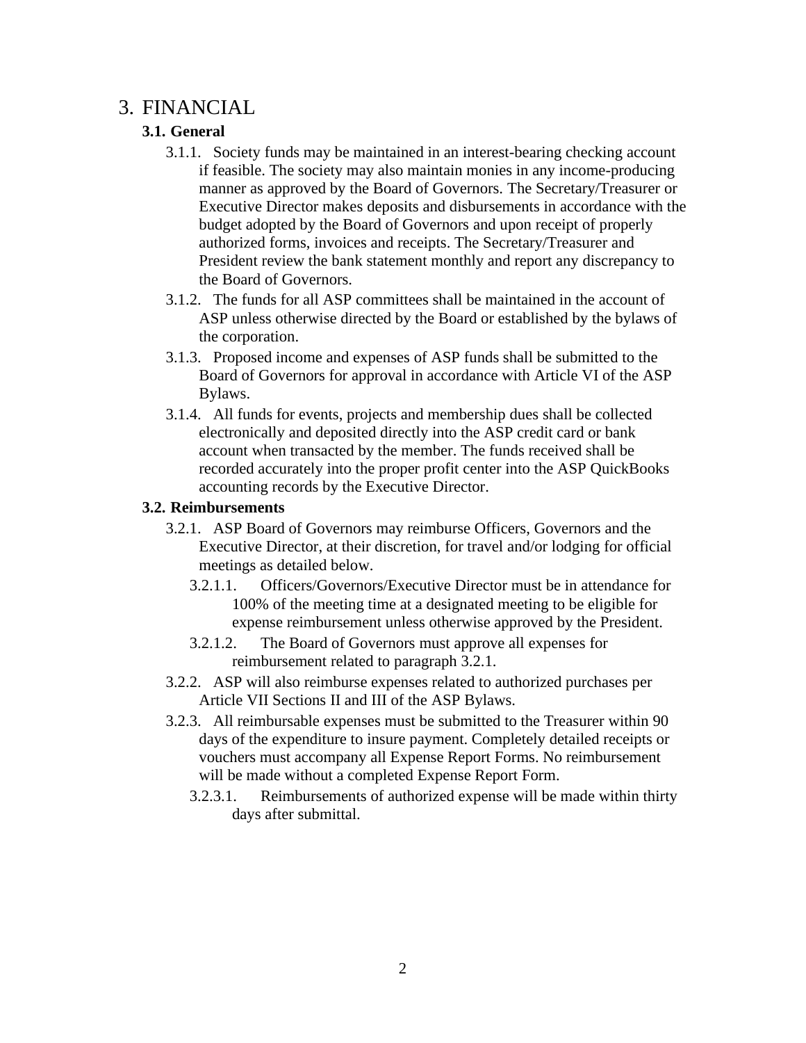# 3. FINANCIAL

## 3.1. General

3.1.1. Society funds may be maintained in an interest-bearing checking account if feasible. The society may also maintain monies in any income-producing manner as approved by the Board of Governors. The Secretary/Treasurer or Executive Director makes deposits and disbursements in accordance with the budget adopted by the Board of Governors and upon receipt of properly authorized forms, invoices and receipts. The Secretary/Treasurer and President review the bank statement monthly and report any discrepancy to the Board of Governors.

3.1.2. The funds for all ASP committees shall be maintained in the account of ASP unless otherwise directed by the Board or established by the bylaws of the corporation.

3.1.3. Proposed income and expenses of ASP funds shall be submitted to the Board of Governors for approval in accordance with Article VI of the ASP Bylaws.

3.1.4. All funds for events, projects and membership dues shall be collected electronically and deposited directly into the ASP credit card or bank account when transacted by the member. The funds received shall be recorded accurately into the proper profit center into the ASP QuickBooks accounting records by the Executive Director.

## 3.2. Reimbursements

3.2.1. ASP Board of Governors may reimburse Officers, Governors and the Executive Director, at their discretion, for travel and/or lodging for official meetings as detailed below.

3.2.1.1. Officers/Governors/Executive Director must be in attendance for 100% of the meeting time at a designated meeting to be eligible for expense reimbursement unless otherwise approved by the President.

3.2.1.2. The Board of Governors must approve all expenses for reimbursement related to paragraph 3.2.1.

3.2.2. ASP will also reimburse expenses related to authorized purchases per Article VII Sections II and III of the ASP Bylaws.

3.2.3. All reimbursable expenses must be submitted to the Treasurer within 90 days of the expenditure to insure payment. Completely detailed receipts or vouchers must accompany all Expense Report Forms. No reimbursement will be made without a completed Expense Report Form.

3.2.3.1. Reimbursements of authorized expense will be made within thirty days after submittal.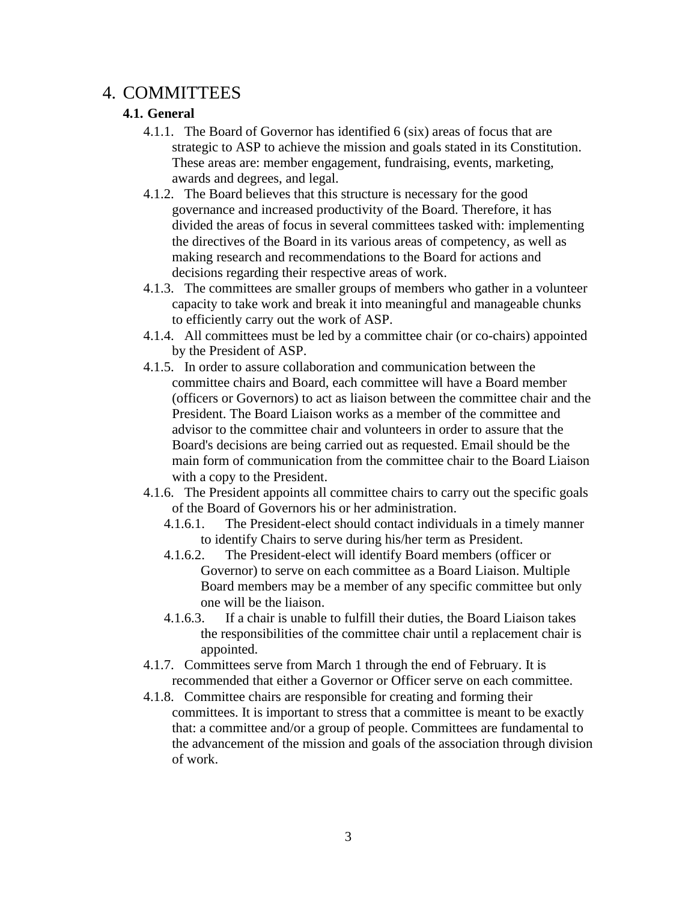# 4. COMMITTEES

## 4.1. General

- 4.1.1. The Board of Governor has identified 6 (six) areas of focus that are strategic to ASP to achieve the mission and goals stated in its Constitution. These areas are: member engagement, fundraising, events, marketing, awards and degrees, and legal.
- 4.1.2. The Board believes that this structure is necessary for the good governance and increased productivity of the Board. Therefore, it has divided the areas of focus in several committees tasked with: implementing the directives of the Board in its various areas of competency, as well as making research and recommendations to the Board for actions and decisions regarding their respective areas of work.
- 4.1.3. The committees are smaller groups of members who gather in a volunteer capacity to take work and break it into meaningful and manageable chunks to efficiently carry out the work of ASP.
- 4.1.4. All committees must be led by a committee chair (or co-chairs) appointed by the President of ASP.
- 4.1.5. In order to assure collaboration and communication between the committee chairs and Board, each committee will have a Board member (officers or Governors) to act as liaison between the committee chair and the President. The Board Liaison works as a member of the committee and advisor to the committee chair and volunteers in order to assure that the Board's decisions are being carried out as requested. Email should be the main form of communication from the committee chair to the Board Liaison with a copy to the President.
- 4.1.6. The President appoints all committee chairs to carry out the specific goals of the Board of Governors his or her administration.
  - 4.1.6.1. The President-elect should contact individuals in a timely manner to identify Chairs to serve during his/her term as President.
  - 4.1.6.2. The President-elect will identify Board members (officer or Governor) to serve on each committee as a Board Liaison. Multiple Board members may be a member of any specific committee but only one will be the liaison.
  - 4.1.6.3. If a chair is unable to fulfill their duties, the Board Liaison takes the responsibilities of the committee chair until a replacement chair is appointed.
- 4.1.7. Committees serve from March 1 through the end of February. It is recommended that either a Governor or Officer serve on each committee.
- 4.1.8. Committee chairs are responsible for creating and forming their committees. It is important to stress that a committee is meant to be exactly that: a committee and/or a group of people. Committees are fundamental to the advancement of the mission and goals of the association through division of work.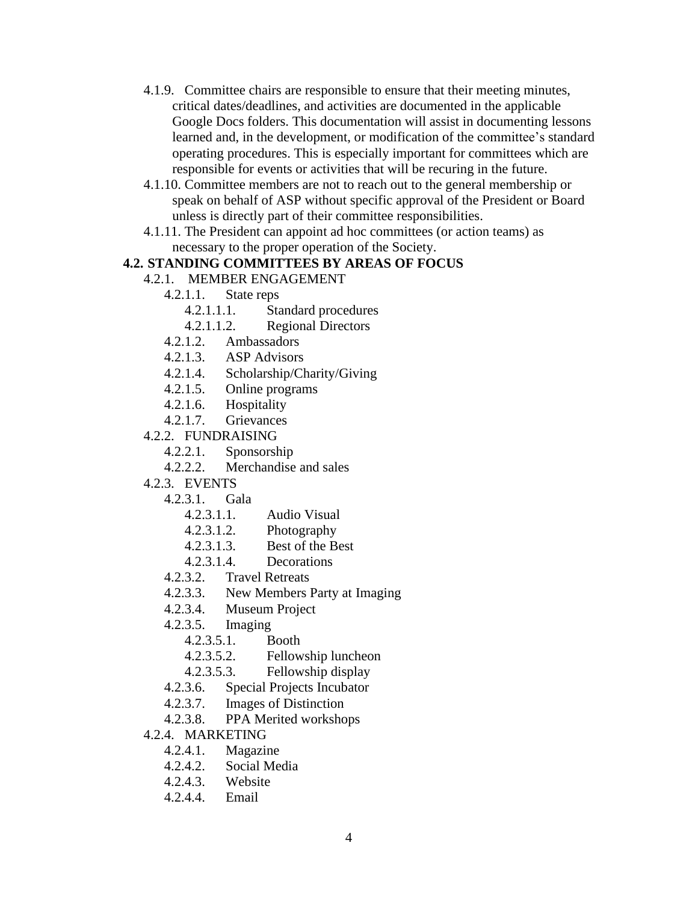4.1.9. Committee chairs are responsible to ensure that their meeting minutes, critical dates/deadlines, and activities are documented in the applicable Google Docs folders. This documentation will assist in documenting lessons learned and, in the development, or modification of the committee's standard operating procedures. This is especially important for committees which are responsible for events or activities that will be recuring in the future.

4.1.10. Committee members are not to reach out to the general membership or speak on behalf of ASP without specific approval of the President or Board unless is directly part of their committee responsibilities.

4.1.11. The President can appoint ad hoc committees (or action teams) as necessary to the proper operation of the Society.

**4.2. STANDING COMMITTEES BY AREAS OF FOCUS**

- 4.2.1. MEMBER ENGAGEMENT
  - 4.2.1.1. State reps
    - 4.2.1.1.1. Standard procedures
    - 4.2.1.1.2. Regional Directors
  - 4.2.1.2. Ambassadors
  - 4.2.1.3. ASP Advisors
  - 4.2.1.4. Scholarship/Charity/Giving
  - 4.2.1.5. Online programs
  - 4.2.1.6. Hospitality
  - 4.2.1.7. Grievances
- 4.2.2. FUNDRAISING
  - 4.2.2.1. Sponsorship
  - 4.2.2.2. Merchandise and sales
- 4.2.3. EVENTS
  - 4.2.3.1. Gala
    - 4.2.3.1.1. Audio Visual
    - 4.2.3.1.2. Photography
    - 4.2.3.1.3. Best of the Best
    - 4.2.3.1.4. Decorations
  - 4.2.3.2. Travel Retreats
  - 4.2.3.3. New Members Party at Imaging
  - 4.2.3.4. Museum Project
  - 4.2.3.5. Imaging
    - 4.2.3.5.1. Booth
    - 4.2.3.5.2. Fellowship luncheon
    - 4.2.3.5.3. Fellowship display
  - 4.2.3.6. Special Projects Incubator
  - 4.2.3.7. Images of Distinction
  - 4.2.3.8. PPA Merited workshops
- 4.2.4. MARKETING
  - 4.2.4.1. Magazine
  - 4.2.4.2. Social Media
  - 4.2.4.3. Website
  - 4.2.4.4. Email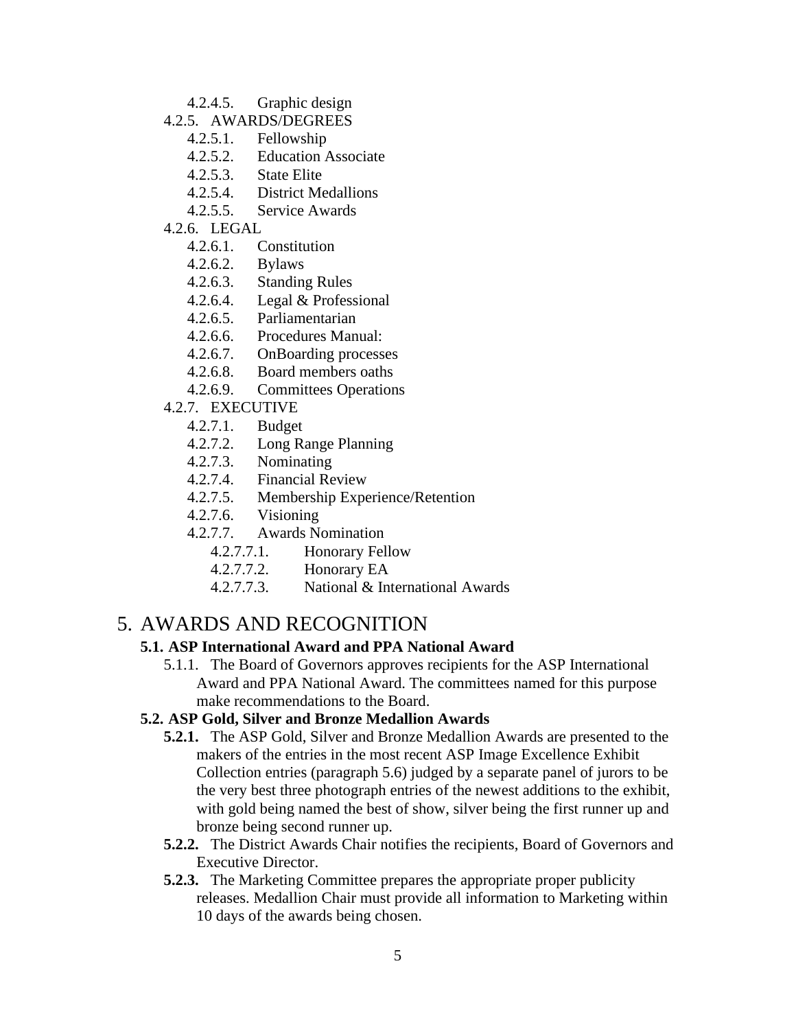- 4.2.4.5. Graphic design
- 4.2.5. AWARDS/DEGREES
  - 4.2.5.1. Fellowship
  - 4.2.5.2. Education Associate
  - 4.2.5.3. State Elite
  - 4.2.5.4. District Medallions
  - 4.2.5.5. Service Awards
- 4.2.6. LEGAL
  - 4.2.6.1. Constitution
  - 4.2.6.2. Bylaws
  - 4.2.6.3. Standing Rules
  - 4.2.6.4. Legal & Professional
  - 4.2.6.5. Parliamentarian
  - 4.2.6.6. Procedures Manual:
  - 4.2.6.7. OnBoarding processes
  - 4.2.6.8. Board members oaths
  - 4.2.6.9. Committees Operations
- 4.2.7. EXECUTIVE
  - 4.2.7.1. Budget
  - 4.2.7.2. Long Range Planning
  - 4.2.7.3. Nominating
  - 4.2.7.4. Financial Review
  - 4.2.7.5. Membership Experience/Retention
  - 4.2.7.6. Visioning
  - 4.2.7.7. Awards Nomination
    - 4.2.7.7.1. Honorary Fellow
    - 4.2.7.7.2. Honorary EA
    - 4.2.7.7.3. National & International Awards

# 5. AWARDS AND RECOGNITION

**5.1. ASP International Award and PPA National Award**

5.1.1. The Board of Governors approves recipients for the ASP International Award and PPA National Award. The committees named for this purpose make recommendations to the Board.

**5.2. ASP Gold, Silver and Bronze Medallion Awards**

**5.2.1.** The ASP Gold, Silver and Bronze Medallion Awards are presented to the makers of the entries in the most recent ASP Image Excellence Exhibit Collection entries (paragraph 5.6) judged by a separate panel of jurors to be the very best three photograph entries of the newest additions to the exhibit, with gold being named the best of show, silver being the first runner up and bronze being second runner up.

**5.2.2.** The District Awards Chair notifies the recipients, Board of Governors and Executive Director.

**5.2.3.** The Marketing Committee prepares the appropriate proper publicity releases. Medallion Chair must provide all information to Marketing within 10 days of the awards being chosen.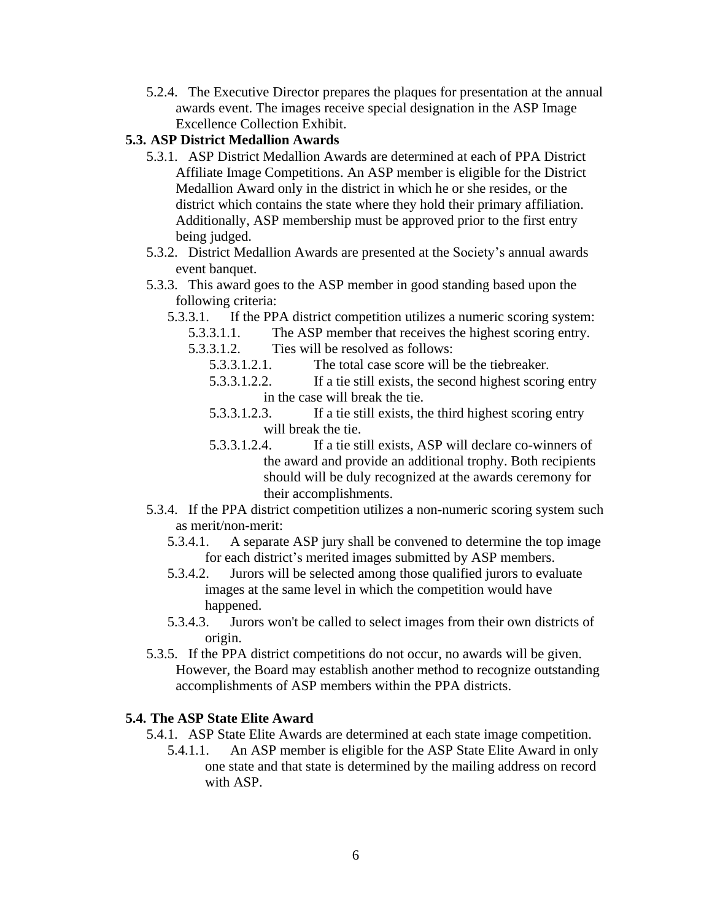5.2.4. The Executive Director prepares the plaques for presentation at the annual awards event. The images receive special designation in the ASP Image Excellence Collection Exhibit.

**5.3. ASP District Medallion Awards**

5.3.1. ASP District Medallion Awards are determined at each of PPA District Affiliate Image Competitions. An ASP member is eligible for the District Medallion Award only in the district in which he or she resides, or the district which contains the state where they hold their primary affiliation. Additionally, ASP membership must be approved prior to the first entry being judged.

5.3.2. District Medallion Awards are presented at the Society's annual awards event banquet.

5.3.3. This award goes to the ASP member in good standing based upon the following criteria:

5.3.3.1. If the PPA district competition utilizes a numeric scoring system:

5.3.3.1.1. The ASP member that receives the highest scoring entry.

5.3.3.1.2. Ties will be resolved as follows:

5.3.3.1.2.1. The total case score will be the tiebreaker.

5.3.3.1.2.2. If a tie still exists, the second highest scoring entry in the case will break the tie.

5.3.3.1.2.3. If a tie still exists, the third highest scoring entry will break the tie.

5.3.3.1.2.4. If a tie still exists, ASP will declare co-winners of the award and provide an additional trophy. Both recipients should will be duly recognized at the awards ceremony for their accomplishments.

5.3.4. If the PPA district competition utilizes a non-numeric scoring system such as merit/non-merit:

5.3.4.1. A separate ASP jury shall be convened to determine the top image for each district's merited images submitted by ASP members.

5.3.4.2. Jurors will be selected among those qualified jurors to evaluate images at the same level in which the competition would have happened.

5.3.4.3. Jurors won't be called to select images from their own districts of origin.

5.3.5. If the PPA district competitions do not occur, no awards will be given. However, the Board may establish another method to recognize outstanding accomplishments of ASP members within the PPA districts.

**5.4. The ASP State Elite Award**

5.4.1. ASP State Elite Awards are determined at each state image competition.

5.4.1.1. An ASP member is eligible for the ASP State Elite Award in only one state and that state is determined by the mailing address on record with ASP.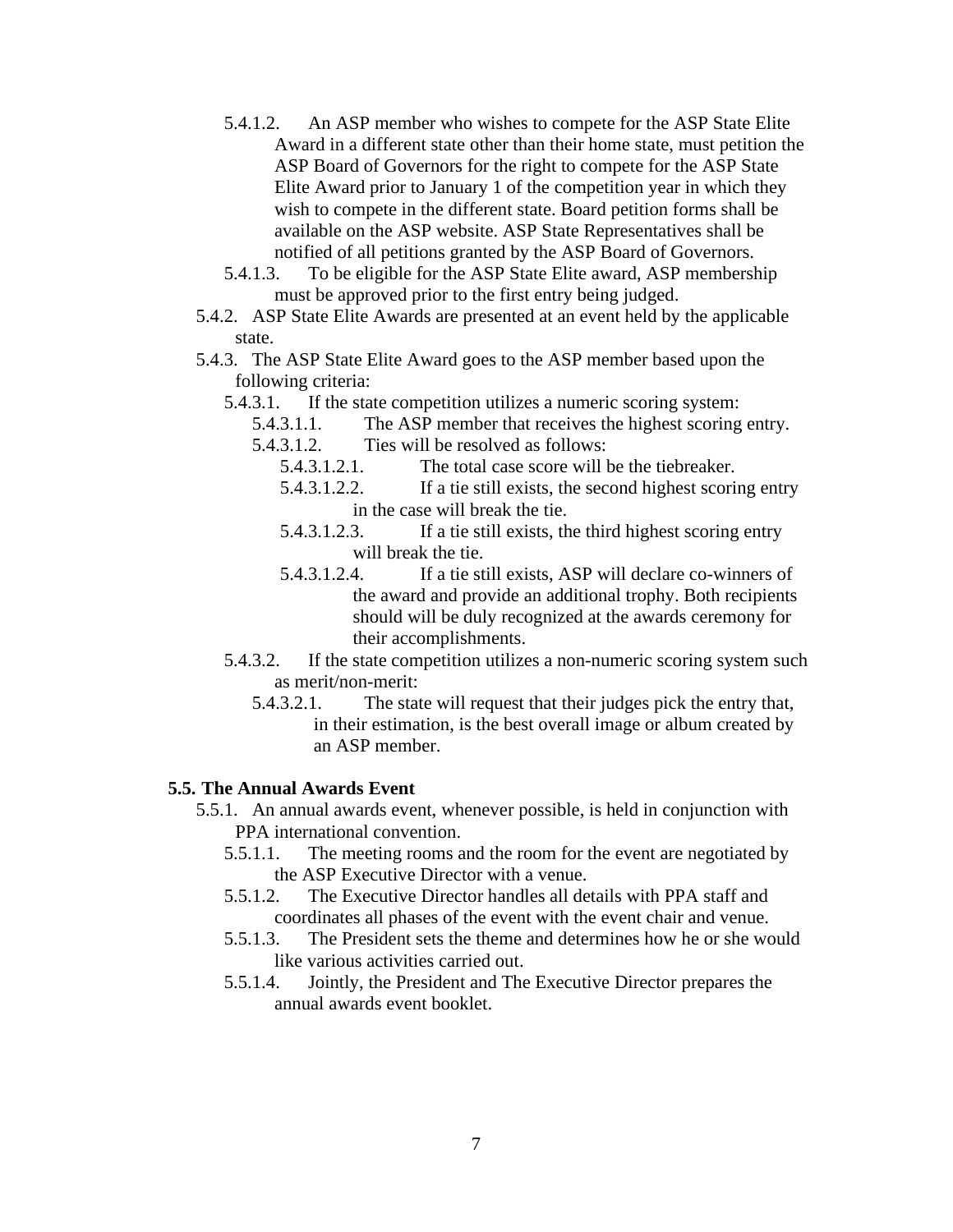5.4.1.2. An ASP member who wishes to compete for the ASP State Elite Award in a different state other than their home state, must petition the ASP Board of Governors for the right to compete for the ASP State Elite Award prior to January 1 of the competition year in which they wish to compete in the different state. Board petition forms shall be available on the ASP website. ASP State Representatives shall be notified of all petitions granted by the ASP Board of Governors.

5.4.1.3. To be eligible for the ASP State Elite award, ASP membership must be approved prior to the first entry being judged.

5.4.2. ASP State Elite Awards are presented at an event held by the applicable state.

5.4.3. The ASP State Elite Award goes to the ASP member based upon the following criteria:

5.4.3.1. If the state competition utilizes a numeric scoring system:

5.4.3.1.1. The ASP member that receives the highest scoring entry.

5.4.3.1.2. Ties will be resolved as follows:

5.4.3.1.2.1. The total case score will be the tiebreaker.

5.4.3.1.2.2. If a tie still exists, the second highest scoring entry in the case will break the tie.

5.4.3.1.2.3. If a tie still exists, the third highest scoring entry will break the tie.

5.4.3.1.2.4. If a tie still exists, ASP will declare co-winners of the award and provide an additional trophy. Both recipients should will be duly recognized at the awards ceremony for their accomplishments.

5.4.3.2. If the state competition utilizes a non-numeric scoring system such as merit/non-merit:

5.4.3.2.1. The state will request that their judges pick the entry that, in their estimation, is the best overall image or album created by an ASP member.

**5.5. The Annual Awards Event**

5.5.1. An annual awards event, whenever possible, is held in conjunction with PPA international convention.

5.5.1.1. The meeting rooms and the room for the event are negotiated by the ASP Executive Director with a venue.

5.5.1.2. The Executive Director handles all details with PPA staff and coordinates all phases of the event with the event chair and venue.

5.5.1.3. The President sets the theme and determines how he or she would like various activities carried out.

5.5.1.4. Jointly, the President and The Executive Director prepares the annual awards event booklet.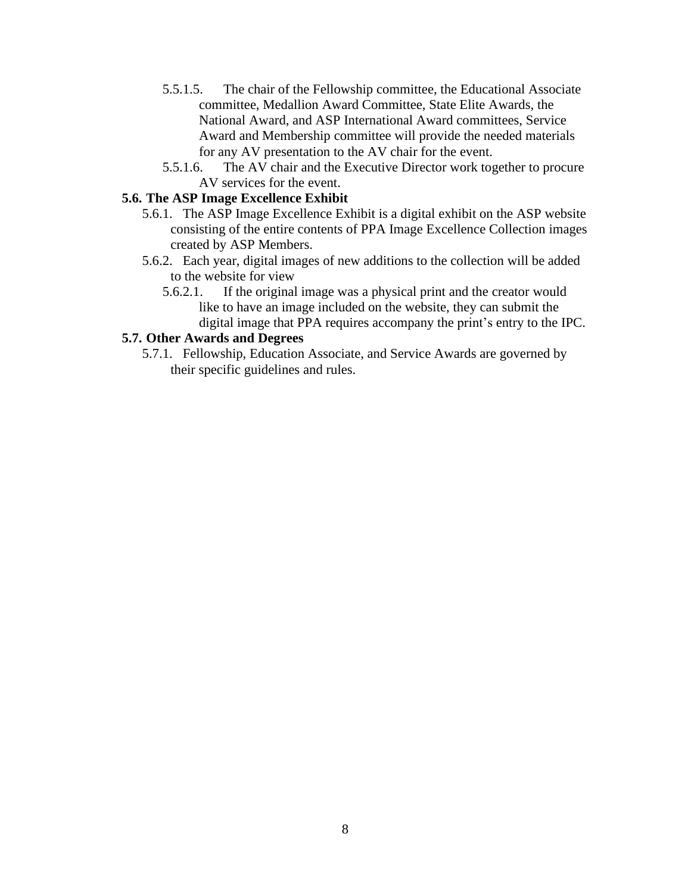5.5.1.5. The chair of the Fellowship committee, the Educational Associate committee, Medallion Award Committee, State Elite Awards, the National Award, and ASP International Award committees, Service Award and Membership committee will provide the needed materials for any AV presentation to the AV chair for the event.

5.5.1.6. The AV chair and the Executive Director work together to procure AV services for the event.

**5.6. The ASP Image Excellence Exhibit**

5.6.1. The ASP Image Excellence Exhibit is a digital exhibit on the ASP website consisting of the entire contents of PPA Image Excellence Collection images created by ASP Members.

5.6.2. Each year, digital images of new additions to the collection will be added to the website for view

5.6.2.1. If the original image was a physical print and the creator would like to have an image included on the website, they can submit the digital image that PPA requires accompany the print's entry to the IPC.

**5.7. Other Awards and Degrees**

5.7.1. Fellowship, Education Associate, and Service Awards are governed by their specific guidelines and rules.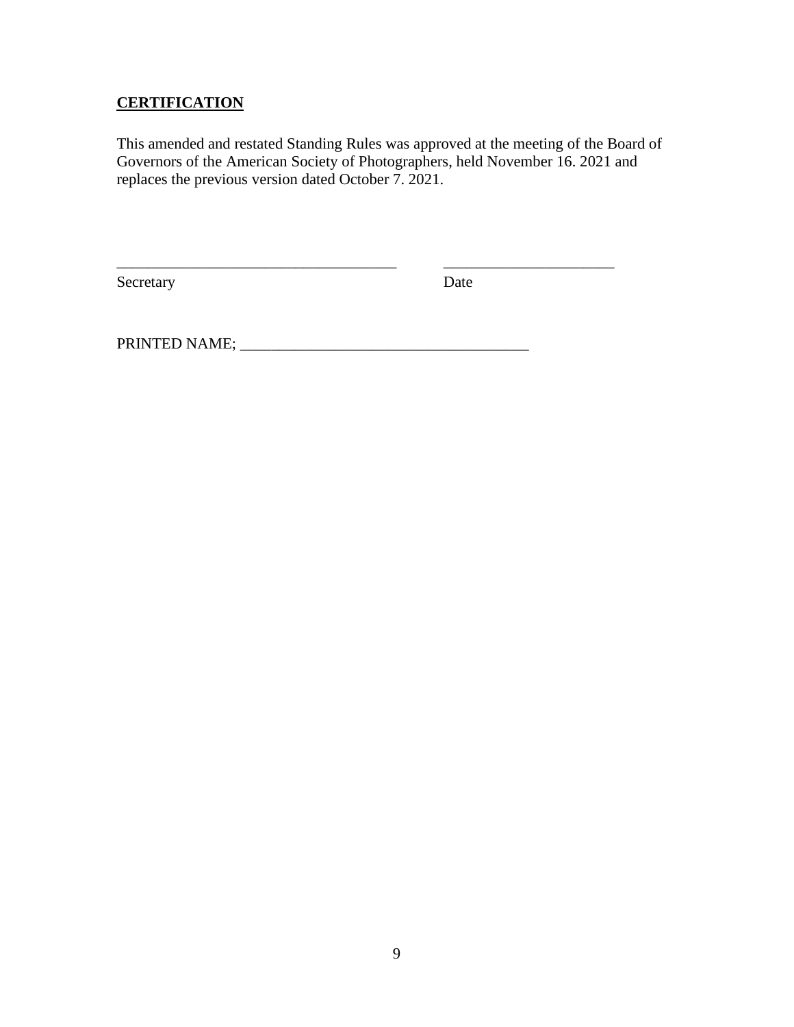**CERTIFICATION**

This amended and restated Standing Rules was approved at the meeting of the Board of Governors of the American Society of Photographers, held November 16. 2021 and replaces the previous version dated October 7. 2021.

_____________________________________ ______________________

Secretary Date

PRINTED NAME; _____________________________________